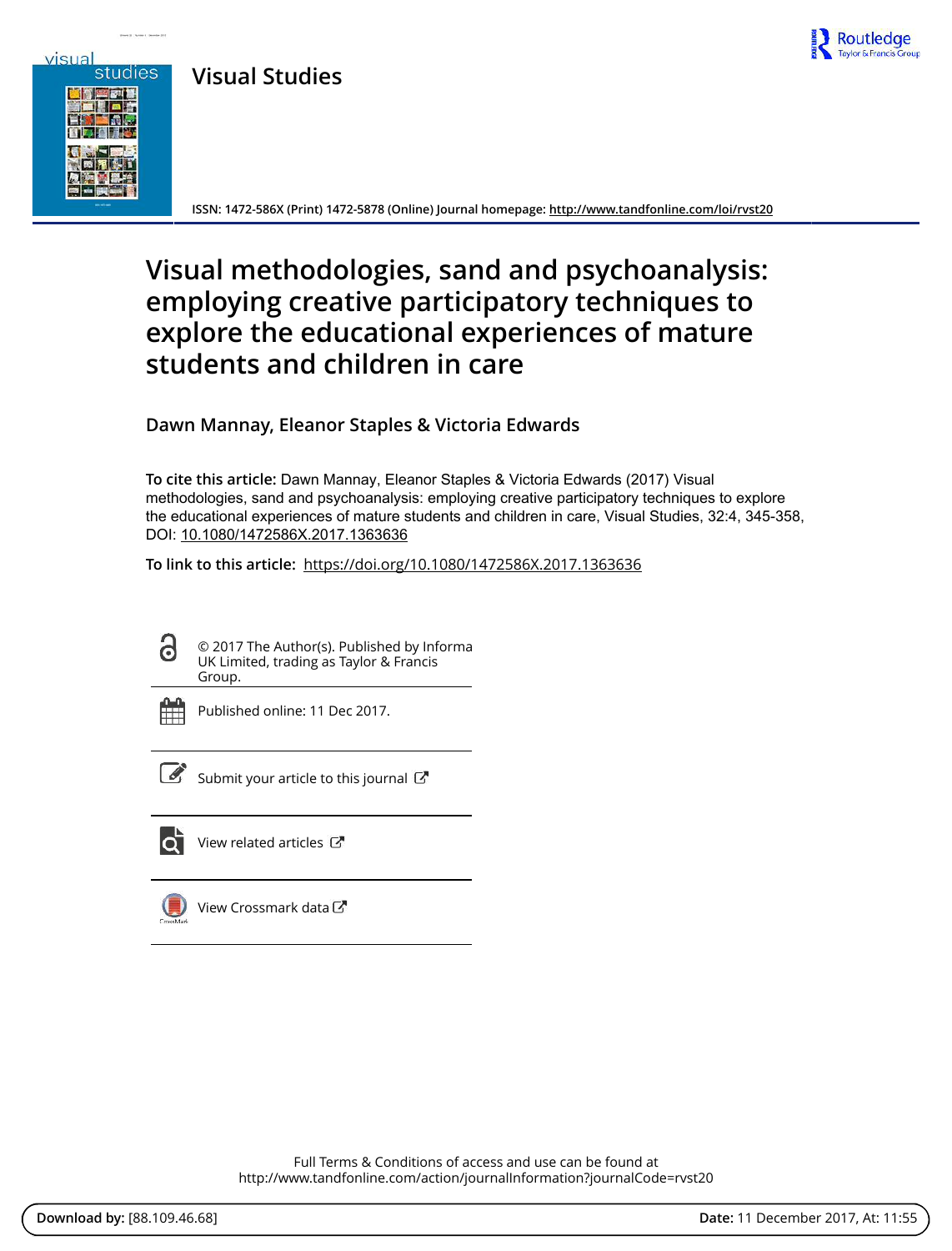**Visual Studies**

ISSN: 1472-586X (Print) 1472-5878 (Online) Journal homepage: http://www.tandfonline.com/loi/rvst20

# Visual methodologies, sand and psychoanalysis: employing creative participatory techniques to explore the educational experiences of mature students and children in care

**Dawn Mannay, Eleanor Staples & Victoria Edwards**

**To cite this article:** Dawn Mannay, Eleanor Staples & Victoria Edwards (2017) Visual methodologies, sand and psychoanalysis: employing creative participatory techniques to explore the educational experiences of mature students and children in care, Visual Studies, 32:4, 345-358, DOI: 10.1080/1472586X.2017.1363636

**To link to this article:** https://doi.org/10.1080/1472586X.2017.1363636

© 2017 The Author(s). Published by Informa UK Limited, trading as Taylor & Francis Group.

Published online: 11 Dec 2017.

Submit your article to this journal

View related articles

View Crossmark data

Full Terms & Conditions of access and use can be found at http://www.tandfonline.com/action/journalInformation?journalCode=rvst20

**Download by:** [88.109.46.68] **Date:** 11 December 2017, At: 11:55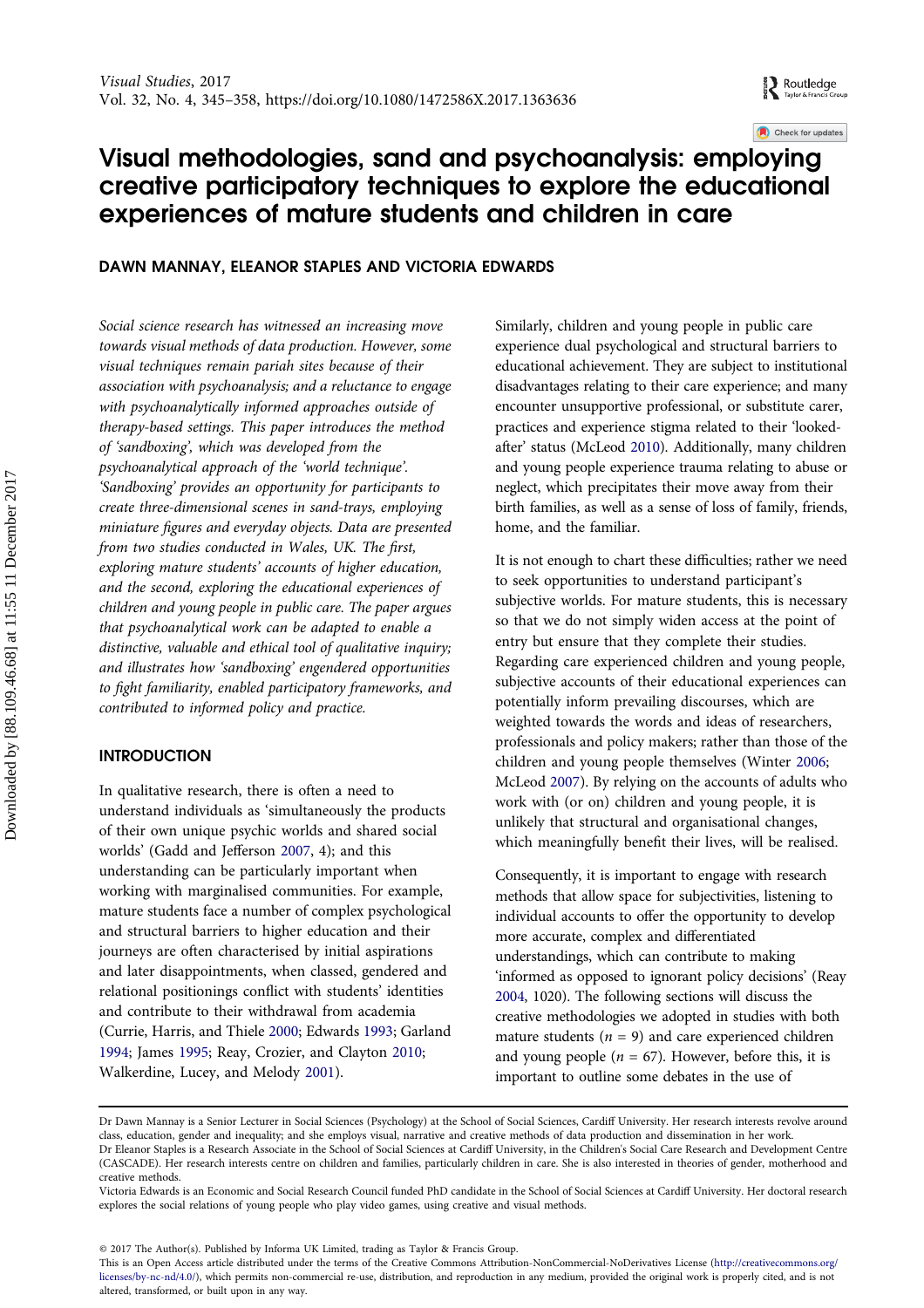# Visual methodologies, sand and psychoanalysis: employing creative participatory techniques to explore the educational experiences of mature students and children in care

**DAWN MANNAY, ELEANOR STAPLES AND VICTORIA EDWARDS**

*Social science research has witnessed an increasing move towards visual methods of data production. However, some visual techniques remain pariah sites because of their association with psychoanalysis; and a reluctance to engage with psychoanalytically informed approaches outside of therapy-based settings. This paper introduces the method of 'sandboxing', which was developed from the psychoanalytical approach of the 'world technique'. 'Sandboxing' provides an opportunity for participants to create three-dimensional scenes in sand-trays, employing miniature figures and everyday objects. Data are presented from two studies conducted in Wales, UK. The first, exploring mature students' accounts of higher education, and the second, exploring the educational experiences of children and young people in public care. The paper argues that psychoanalytical work can be adapted to enable a distinctive, valuable and ethical tool of qualitative inquiry; and illustrates how 'sandboxing' engendered opportunities to fight familiarity, enabled participatory frameworks, and contributed to informed policy and practice.*

## INTRODUCTION

In qualitative research, there is often a need to understand individuals as 'simultaneously the products of their own unique psychic worlds and shared social worlds' (Gadd and Jefferson 2007, 4); and this understanding can be particularly important when working with marginalised communities. For example, mature students face a number of complex psychological and structural barriers to higher education and their journeys are often characterised by initial aspirations and later disappointments, when classed, gendered and relational positionings conflict with students' identities and contribute to their withdrawal from academia (Currie, Harris, and Thiele 2000; Edwards 1993; Garland 1994; James 1995; Reay, Crozier, and Clayton 2010; Walkerdine, Lucey, and Melody 2001).

Similarly, children and young people in public care experience dual psychological and structural barriers to educational achievement. They are subject to institutional disadvantages relating to their care experience; and many encounter unsupportive professional, or substitute carer, practices and experience stigma related to their 'looked-after' status (McLeod 2010). Additionally, many children and young people experience trauma relating to abuse or neglect, which precipitates their move away from their birth families, as well as a sense of loss of family, friends, home, and the familiar.

It is not enough to chart these difficulties; rather we need to seek opportunities to understand participant's subjective worlds. For mature students, this is necessary so that we do not simply widen access at the point of entry but ensure that they complete their studies. Regarding care experienced children and young people, subjective accounts of their educational experiences can potentially inform prevailing discourses, which are weighted towards the words and ideas of researchers, professionals and policy makers; rather than those of the children and young people themselves (Winter 2006; McLeod 2007). By relying on the accounts of adults who work with (or on) children and young people, it is unlikely that structural and organisational changes, which meaningfully benefit their lives, will be realised.

Consequently, it is important to engage with research methods that allow space for subjectivities, listening to individual accounts to offer the opportunity to develop more accurate, complex and differentiated understandings, which can contribute to making 'informed as opposed to ignorant policy decisions' (Reay 2004, 1020). The following sections will discuss the creative methodologies we adopted in studies with both mature students ($n$ = 9) and care experienced children and young people ($n$ = 67). However, before this, it is important to outline some debates in the use of

Dr Dawn Mannay is a Senior Lecturer in Social Sciences (Psychology) at the School of Social Sciences, Cardiff University. Her research interests revolve around class, education, gender and inequality; and she employs visual, narrative and creative methods of data production and dissemination in her work.
Dr Eleanor Staples is a Research Associate in the School of Social Sciences at Cardiff University, in the Children's Social Care Research and Development Centre (CASCADE). Her research interests centre on children and families, particularly children in care. She is also interested in theories of gender, motherhood and creative methods.
Victoria Edwards is an Economic and Social Research Council funded PhD candidate in the School of Social Sciences at Cardiff University. Her doctoral research explores the social relations of young people who play video games, using creative and visual methods.

© 2017 The Author(s). Published by Informa UK Limited, trading as Taylor & Francis Group.
This is an Open Access article distributed under the terms of the Creative Commons Attribution-NonCommercial-NoDerivatives License (http://creativecommons.org/licenses/by-nc-nd/4.0/), which permits non-commercial re-use, distribution, and reproduction in any medium, provided the original work is properly cited, and is not altered, transformed, or built upon in any way.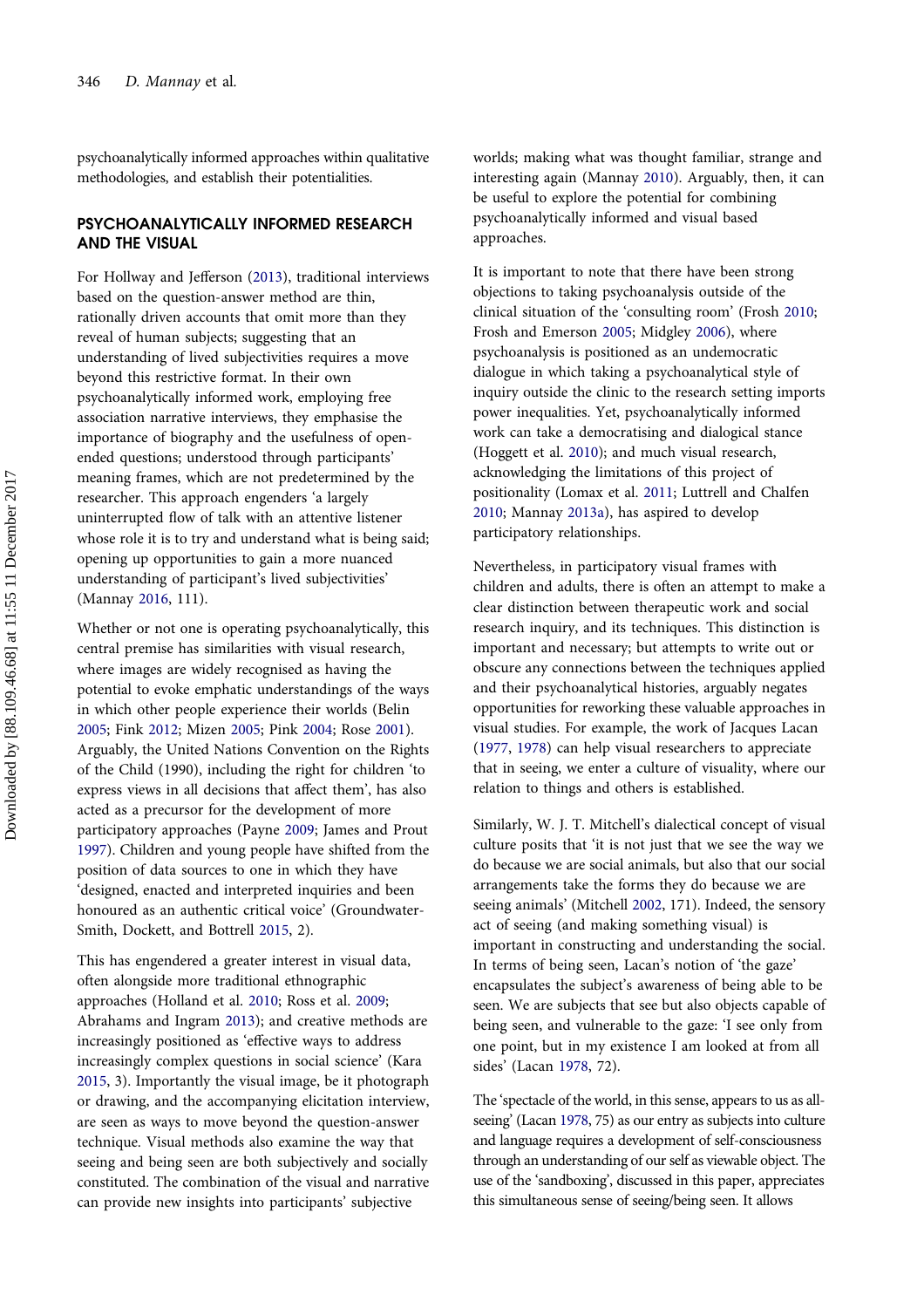psychoanalytically informed approaches within qualitative methodologies, and establish their potentialities.

## PSYCHOANALYTICALLY INFORMED RESEARCH AND THE VISUAL

For Hollway and Jefferson (2013), traditional interviews based on the question-answer method are thin, rationally driven accounts that omit more than they reveal of human subjects; suggesting that an understanding of lived subjectivities requires a move beyond this restrictive format. In their own psychoanalytically informed work, employing free association narrative interviews, they emphasise the importance of biography and the usefulness of open-ended questions; understood through participants' meaning frames, which are not predetermined by the researcher. This approach engenders 'a largely uninterrupted flow of talk with an attentive listener whose role it is to try and understand what is being said; opening up opportunities to gain a more nuanced understanding of participant's lived subjectivities' (Mannay 2016, 111).

Whether or not one is operating psychoanalytically, this central premise has similarities with visual research, where images are widely recognised as having the potential to evoke emphatic understandings of the ways in which other people experience their worlds (Belin 2005; Fink 2012; Mizen 2005; Pink 2004; Rose 2001). Arguably, the United Nations Convention on the Rights of the Child (1990), including the right for children 'to express views in all decisions that affect them', has also acted as a precursor for the development of more participatory approaches (Payne 2009; James and Prout 1997). Children and young people have shifted from the position of data sources to one in which they have 'designed, enacted and interpreted inquiries and been honoured as an authentic critical voice' (Groundwater-Smith, Dockett, and Bottrell 2015, 2).

This has engendered a greater interest in visual data, often alongside more traditional ethnographic approaches (Holland et al. 2010; Ross et al. 2009; Abrahams and Ingram 2013); and creative methods are increasingly positioned as 'effective ways to address increasingly complex questions in social science' (Kara 2015, 3). Importantly the visual image, be it photograph or drawing, and the accompanying elicitation interview, are seen as ways to move beyond the question-answer technique. Visual methods also examine the way that seeing and being seen are both subjectively and socially constituted. The combination of the visual and narrative can provide new insights into participants' subjective worlds; making what was thought familiar, strange and interesting again (Mannay 2010). Arguably, then, it can be useful to explore the potential for combining psychoanalytically informed and visual based approaches.

It is important to note that there have been strong objections to taking psychoanalysis outside of the clinical situation of the 'consulting room' (Frosh 2010; Frosh and Emerson 2005; Midgley 2006), where psychoanalysis is positioned as an undemocratic dialogue in which taking a psychoanalytical style of inquiry outside the clinic to the research setting imports power inequalities. Yet, psychoanalytically informed work can take a democratising and dialogical stance (Hoggett et al. 2010); and much visual research, acknowledging the limitations of this project of positionality (Lomax et al. 2011; Luttrell and Chalfen 2010; Mannay 2013a), has aspired to develop participatory relationships.

Nevertheless, in participatory visual frames with children and adults, there is often an attempt to make a clear distinction between therapeutic work and social research inquiry, and its techniques. This distinction is important and necessary; but attempts to write out or obscure any connections between the techniques applied and their psychoanalytical histories, arguably negates opportunities for reworking these valuable approaches in visual studies. For example, the work of Jacques Lacan (1977, 1978) can help visual researchers to appreciate that in seeing, we enter a culture of visuality, where our relation to things and others is established.

Similarly, W. J. T. Mitchell's dialectical concept of visual culture posits that 'it is not just that we see the way we do because we are social animals, but also that our social arrangements take the forms they do because we are seeing animals' (Mitchell 2002, 171). Indeed, the sensory act of seeing (and making something visual) is important in constructing and understanding the social. In terms of being seen, Lacan's notion of 'the gaze' encapsulates the subject's awareness of being able to be seen. We are subjects that see but also objects capable of being seen, and vulnerable to the gaze: 'I see only from one point, but in my existence I am looked at from all sides' (Lacan 1978, 72).

The 'spectacle of the world, in this sense, appears to us as all-seeing' (Lacan 1978, 75) as our entry as subjects into culture and language requires a development of self-consciousness through an understanding of our self as viewable object. The use of the 'sandboxing', discussed in this paper, appreciates this simultaneous sense of seeing/being seen. It allows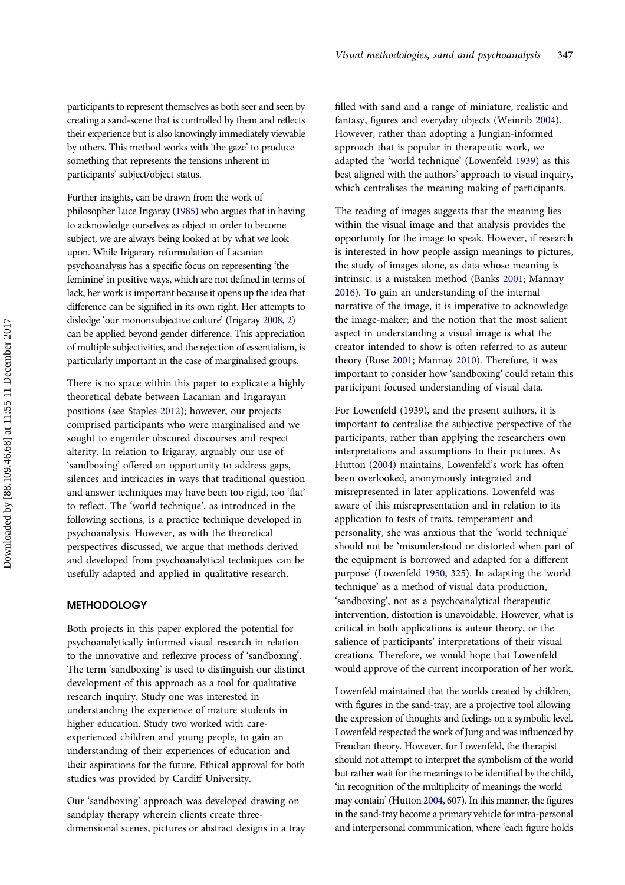participants to represent themselves as both seer and seen by creating a sand-scene that is controlled by them and reflects their experience but is also knowingly immediately viewable by others. This method works with 'the gaze' to produce something that represents the tensions inherent in participants' subject/object status.

Further insights, can be drawn from the work of philosopher Luce Irigaray (1985) who argues that in having to acknowledge ourselves as object in order to become subject, we are always being looked at by what we look upon. While Irigarary reformulation of Lacanian psychoanalysis has a specific focus on representing 'the feminine' in positive ways, which are not defined in terms of lack, her work is important because it opens up the idea that difference can be signified in its own right. Her attempts to dislodge 'our mononsubjective culture' (Irigaray 2008, 2) can be applied beyond gender difference. This appreciation of multiple subjectivities, and the rejection of essentialism, is particularly important in the case of marginalised groups.

There is no space within this paper to explicate a highly theoretical debate between Lacanian and Irigarayan positions (see Staples 2012); however, our projects comprised participants who were marginalised and we sought to engender obscured discourses and respect alterity. In relation to Irigaray, arguably our use of 'sandboxing' offered an opportunity to address gaps, silences and intricacies in ways that traditional question and answer techniques may have been too rigid, too 'flat' to reflect. The 'world technique', as introduced in the following sections, is a practice technique developed in psychoanalysis. However, as with the theoretical perspectives discussed, we argue that methods derived and developed from psychoanalytical techniques can be usefully adapted and applied in qualitative research.

## METHODOLOGY

Both projects in this paper explored the potential for psychoanalytically informed visual research in relation to the innovative and reflexive process of 'sandboxing'. The term 'sandboxing' is used to distinguish our distinct development of this approach as a tool for qualitative research inquiry. Study one was interested in understanding the experience of mature students in higher education. Study two worked with care-experienced children and young people, to gain an understanding of their experiences of education and their aspirations for the future. Ethical approval for both studies was provided by Cardiff University.

Our 'sandboxing' approach was developed drawing on sandplay therapy wherein clients create three-dimensional scenes, pictures or abstract designs in a tray filled with sand and a range of miniature, realistic and fantasy, figures and everyday objects (Weinrib 2004). However, rather than adopting a Jungian-informed approach that is popular in therapeutic work, we adapted the 'world technique' (Lowenfeld 1939) as this best aligned with the authors' approach to visual inquiry, which centralises the meaning making of participants.

The reading of images suggests that the meaning lies within the visual image and that analysis provides the opportunity for the image to speak. However, if research is interested in how people assign meanings to pictures, the study of images alone, as data whose meaning is intrinsic, is a mistaken method (Banks 2001; Mannay 2016). To gain an understanding of the internal narrative of the image, it is imperative to acknowledge the image-maker; and the notion that the most salient aspect in understanding a visual image is what the creator intended to show is often referred to as auteur theory (Rose 2001; Mannay 2010). Therefore, it was important to consider how 'sandboxing' could retain this participant focused understanding of visual data.

For Lowenfeld (1939), and the present authors, it is important to centralise the subjective perspective of the participants, rather than applying the researchers own interpretations and assumptions to their pictures. As Hutton (2004) maintains, Lowenfeld's work has often been overlooked, anonymously integrated and misrepresented in later applications. Lowenfeld was aware of this misrepresentation and in relation to its application to tests of traits, temperament and personality, she was anxious that the 'world technique' should not be 'misunderstood or distorted when part of the equipment is borrowed and adapted for a different purpose' (Lowenfeld 1950, 325). In adapting the 'world technique' as a method of visual data production, 'sandboxing', not as a psychoanalytical therapeutic intervention, distortion is unavoidable. However, what is critical in both applications is auteur theory, or the salience of participants' interpretations of their visual creations. Therefore, we would hope that Lowenfeld would approve of the current incorporation of her work.

Lowenfeld maintained that the worlds created by children, with figures in the sand-tray, are a projective tool allowing the expression of thoughts and feelings on a symbolic level. Lowenfeld respected the work of Jung and was influenced by Freudian theory. However, for Lowenfeld, the therapist should not attempt to interpret the symbolism of the world but rather wait for the meanings to be identified by the child, 'in recognition of the multiplicity of meanings the world may contain' (Hutton 2004, 607). In this manner, the figures in the sand-tray become a primary vehicle for intra-personal and interpersonal communication, where 'each figure holds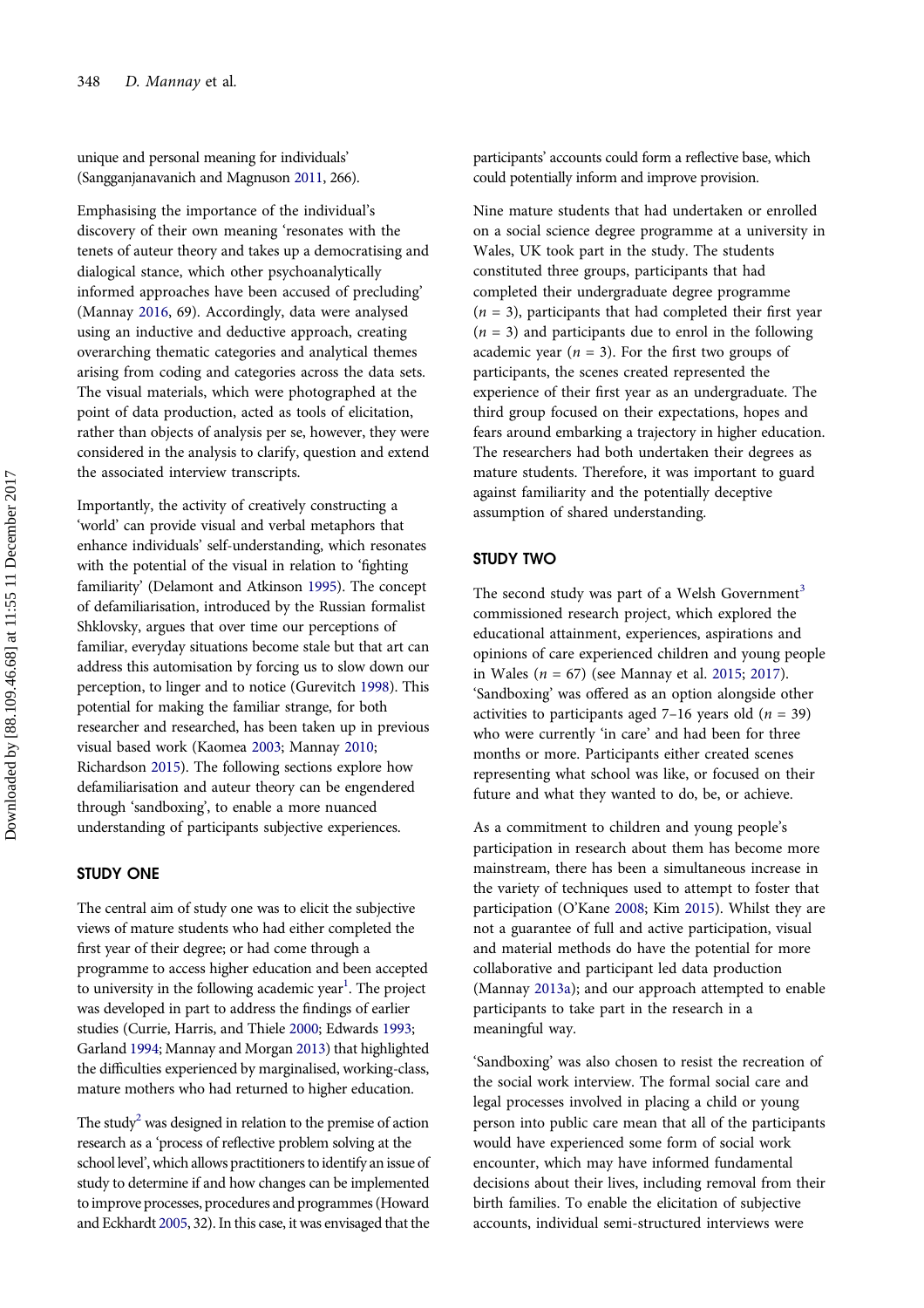unique and personal meaning for individuals' (Sangganjanavanich and Magnuson 2011, 266).

Emphasising the importance of the individual's discovery of their own meaning 'resonates with the tenets of auteur theory and takes up a democratising and dialogical stance, which other psychoanalytically informed approaches have been accused of precluding' (Mannay 2016, 69). Accordingly, data were analysed using an inductive and deductive approach, creating overarching thematic categories and analytical themes arising from coding and categories across the data sets. The visual materials, which were photographed at the point of data production, acted as tools of elicitation, rather than objects of analysis per se, however, they were considered in the analysis to clarify, question and extend the associated interview transcripts.

Importantly, the activity of creatively constructing a 'world' can provide visual and verbal metaphors that enhance individuals' self-understanding, which resonates with the potential of the visual in relation to 'fighting familiarity' (Delamont and Atkinson 1995). The concept of defamiliarisation, introduced by the Russian formalist Shklovsky, argues that over time our perceptions of familiar, everyday situations become stale but that art can address this automatisation by forcing us to slow down our perception, to linger and to notice (Gurevitch 1998). This potential for making the familiar strange, for both researcher and researched, has been taken up in previous visual based work (Kaomea 2003; Mannay 2010; Richardson 2015). The following sections explore how defamiliarisation and auteur theory can be engendered through 'sandboxing', to enable a more nuanced understanding of participants subjective experiences.

## STUDY ONE

The central aim of study one was to elicit the subjective views of mature students who had either completed the first year of their degree; or had come through a programme to access higher education and been accepted to university in the following academic year[1]. The project was developed in part to address the findings of earlier studies (Currie, Harris, and Thiele 2000; Edwards 1993; Garland 1994; Mannay and Morgan 2013) that highlighted the difficulties experienced by marginalised, working-class, mature mothers who had returned to higher education.

The study[2] was designed in relation to the premise of action research as a 'process of reflective problem solving at the school level', which allows practitioners to identify an issue of study to determine if and how changes can be implemented to improve processes, procedures and programmes (Howard and Eckhardt 2005, 32). In this case, it was envisaged that the participants' accounts could form a reflective base, which could potentially inform and improve provision.

Nine mature students that had undertaken or enrolled on a social science degree programme at a university in Wales, UK took part in the study. The students constituted three groups, participants that had completed their undergraduate degree programme ($n$ = 3), participants that had completed their first year ($n$ = 3) and participants due to enrol in the following academic year ($n$ = 3). For the first two groups of participants, the scenes created represented the experience of their first year as an undergraduate. The third group focused on their expectations, hopes and fears around embarking a trajectory in higher education. The researchers had both undertaken their degrees as mature students. Therefore, it was important to guard against familiarity and the potentially deceptive assumption of shared understanding.

## STUDY TWO

The second study was part of a Welsh Government[3] commissioned research project, which explored the educational attainment, experiences, aspirations and opinions of care experienced children and young people in Wales ($n$ = 67) (see Mannay et al. 2015; 2017). 'Sandboxing' was offered as an option alongside other activities to participants aged 7–16 years old ($n$ = 39) who were currently 'in care' and had been for three months or more. Participants either created scenes representing what school was like, or focused on their future and what they wanted to do, be, or achieve.

As a commitment to children and young people's participation in research about them has become more mainstream, there has been a simultaneous increase in the variety of techniques used to attempt to foster that participation (O'Kane 2008; Kim 2015). Whilst they are not a guarantee of full and active participation, visual and material methods do have the potential for more collaborative and participant led data production (Mannay 2013a); and our approach attempted to enable participants to take part in the research in a meaningful way.

'Sandboxing' was also chosen to resist the recreation of the social work interview. The formal social care and legal processes involved in placing a child or young person into public care mean that all of the participants would have experienced some form of social work encounter, which may have informed fundamental decisions about their lives, including removal from their birth families. To enable the elicitation of subjective accounts, individual semi-structured interviews were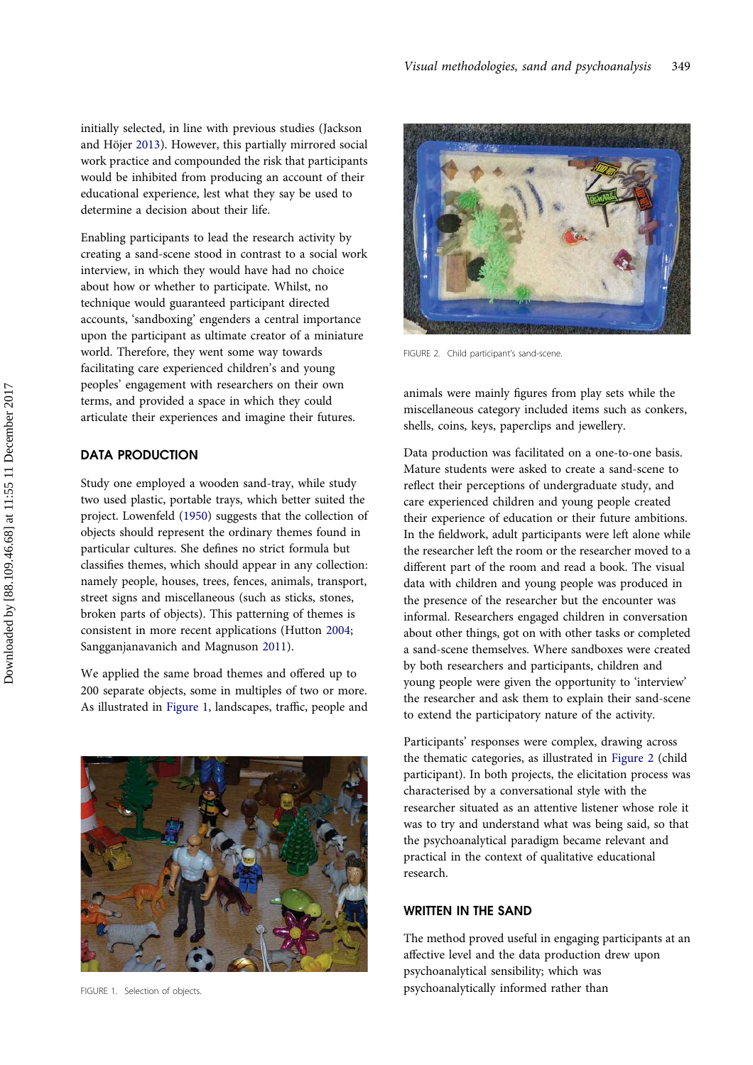initially selected, in line with previous studies (Jackson and Höjer 2013). However, this partially mirrored social work practice and compounded the risk that participants would be inhibited from producing an account of their educational experience, lest what they say be used to determine a decision about their life.

Enabling participants to lead the research activity by creating a sand-scene stood in contrast to a social work interview, in which they would have had no choice about how or whether to participate. Whilst, no technique would guaranteed participant directed accounts, 'sandboxing' engenders a central importance upon the participant as ultimate creator of a miniature world. Therefore, they went some way towards facilitating care experienced children's and young peoples' engagement with researchers on their own terms, and provided a space in which they could articulate their experiences and imagine their futures.

## DATA PRODUCTION

Study one employed a wooden sand-tray, while study two used plastic, portable trays, which better suited the project. Lowenfeld (1950) suggests that the collection of objects should represent the ordinary themes found in particular cultures. She defines no strict formula but classifies themes, which should appear in any collection: namely people, houses, trees, fences, animals, transport, street signs and miscellaneous (such as sticks, stones, broken parts of objects). This patterning of themes is consistent in more recent applications (Hutton 2004; Sangganjanavanich and Magnuson 2011).

We applied the same broad themes and offered up to 200 separate objects, some in multiples of two or more. As illustrated in Figure 1, landscapes, traffic, people and animals were mainly figures from play sets while the miscellaneous category included items such as conkers, shells, coins, keys, paperclips and jewellery.

FIGURE 1. Selection of objects.

FIGURE 2. Child participant's sand-scene.

Data production was facilitated on a one-to-one basis. Mature students were asked to create a sand-scene to reflect their perceptions of undergraduate study, and care experienced children and young people created their experience of education or their future ambitions. In the fieldwork, adult participants were left alone while the researcher left the room or the researcher moved to a different part of the room and read a book. The visual data with children and young people was produced in the presence of the researcher but the encounter was informal. Researchers engaged children in conversation about other things, got on with other tasks or completed a sand-scene themselves. Where sandboxes were created by both researchers and participants, children and young people were given the opportunity to 'interview' the researcher and ask them to explain their sand-scene to extend the participatory nature of the activity.

Participants' responses were complex, drawing across the thematic categories, as illustrated in Figure 2 (child participant). In both projects, the elicitation process was characterised by a conversational style with the researcher situated as an attentive listener whose role it was to try and understand what was being said, so that the psychoanalytical paradigm became relevant and practical in the context of qualitative educational research.

## WRITTEN IN THE SAND

The method proved useful in engaging participants at an affective level and the data production drew upon psychoanalytical sensibility; which was psychoanalytically informed rather than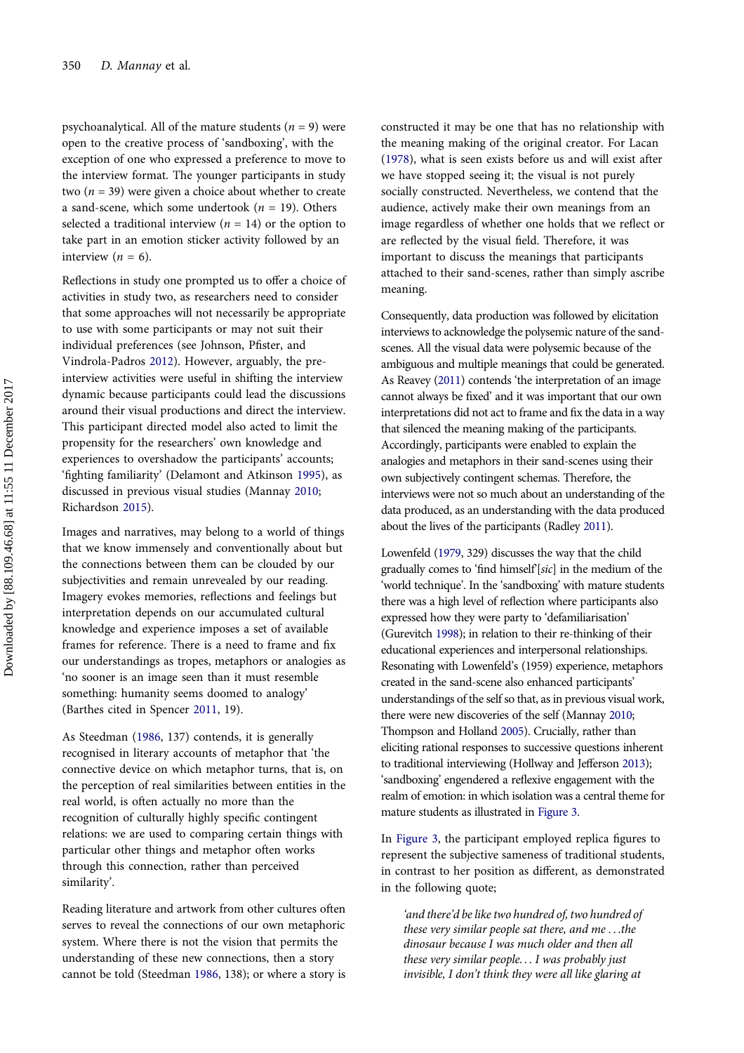psychoanalytical. All of the mature students ($n$ = 9) were open to the creative process of 'sandboxing', with the exception of one who expressed a preference to move to the interview format. The younger participants in study two ($n$ = 39) were given a choice about whether to create a sand-scene, which some undertook ($n$ = 19). Others selected a traditional interview ($n$ = 14) or the option to take part in an emotion sticker activity followed by an interview ($n$ = 6).

Reflections in study one prompted us to offer a choice of activities in study two, as researchers need to consider that some approaches will not necessarily be appropriate to use with some participants or may not suit their individual preferences (see Johnson, Pfister, and Vindrola-Padros 2012). However, arguably, the pre-interview activities were useful in shifting the interview dynamic because participants could lead the discussions around their visual productions and direct the interview. This participant directed model also acted to limit the propensity for the researchers' own knowledge and experiences to overshadow the participants' accounts; 'fighting familiarity' (Delamont and Atkinson 1995), as discussed in previous visual studies (Mannay 2010; Richardson 2015).

Images and narratives, may belong to a world of things that we know immensely and conventionally about but the connections between them can be clouded by our subjectivities and remain unrevealed by our reading. Imagery evokes memories, reflections and feelings but interpretation depends on our accumulated cultural knowledge and experience imposes a set of available frames for reference. There is a need to frame and fix our understandings as tropes, metaphors or analogies as 'no sooner is an image seen than it must resemble something: humanity seems doomed to analogy' (Barthes cited in Spencer 2011, 19).

As Steedman (1986, 137) contends, it is generally recognised in literary accounts of metaphor that 'the connective device on which metaphor turns, that is, on the perception of real similarities between entities in the real world, is often actually no more than the recognition of culturally highly specific contingent relations: we are used to comparing certain things with particular other things and metaphor often works through this connection, rather than perceived similarity'.

Reading literature and artwork from other cultures often serves to reveal the connections of our own metaphoric system. Where there is not the vision that permits the understanding of these new connections, then a story cannot be told (Steedman 1986, 138); or where a story is constructed it may be one that has no relationship with the meaning making of the original creator. For Lacan (1978), what is seen exists before us and will exist after we have stopped seeing it; the visual is not purely socially constructed. Nevertheless, we contend that the audience, actively make their own meanings from an image regardless of whether one holds that we reflect or are reflected by the visual field. Therefore, it was important to discuss the meanings that participants attached to their sand-scenes, rather than simply ascribe meaning.

Consequently, data production was followed by elicitation interviews to acknowledge the polysemic nature of the sand-scenes. All the visual data were polysemic because of the ambiguous and multiple meanings that could be generated. As Reavey (2011) contends 'the interpretation of an image cannot always be fixed' and it was important that our own interpretations did not act to frame and fix the data in a way that silenced the meaning making of the participants. Accordingly, participants were enabled to explain the analogies and metaphors in their sand-scenes using their own subjectively contingent schemas. Therefore, the interviews were not so much about an understanding of the data produced, as an understanding with the data produced about the lives of the participants (Radley 2011).

Lowenfeld (1979, 329) discusses the way that the child gradually comes to 'find himself'[*sic*] in the medium of the 'world technique'. In the 'sandboxing' with mature students there was a high level of reflection where participants also expressed how they were party to 'defamiliarisation' (Gurevitch 1998); in relation to their re-thinking of their educational experiences and interpersonal relationships. Resonating with Lowenfeld's (1959) experience, metaphors created in the sand-scene also enhanced participants' understandings of the self so that, as in previous visual work, there were new discoveries of the self (Mannay 2010; Thompson and Holland 2005). Crucially, rather than eliciting rational responses to successive questions inherent to traditional interviewing (Hollway and Jefferson 2013); 'sandboxing' engendered a reflexive engagement with the realm of emotion: in which isolation was a central theme for mature students as illustrated in Figure 3.

In Figure 3, the participant employed replica figures to represent the subjective sameness of traditional students, in contrast to her position as different, as demonstrated in the following quote;

> *'and there'd be like two hundred of, two hundred of these very similar people sat there, and me . . .the dinosaur because I was much older and then all these very similar people. . . I was probably just invisible, I don't think they were all like glaring at*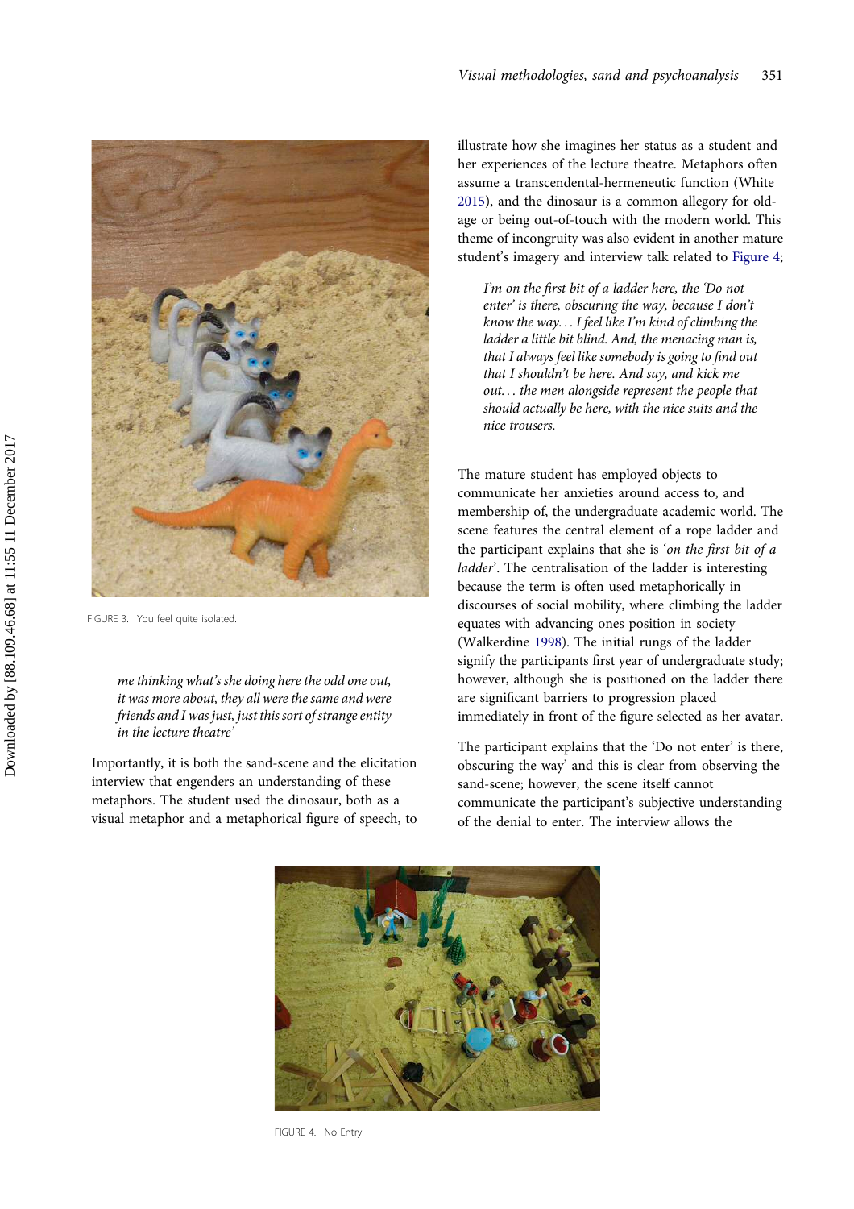FIGURE 3. You feel quite isolated.

> me thinking what's she doing here the odd one out, it was more about, they all were the same and were friends and I was just, just this sort of strange entity in the lecture theatre'

Importantly, it is both the sand-scene and the elicitation interview that engenders an understanding of these metaphors. The student used the dinosaur, both as a visual metaphor and a metaphorical figure of speech, to illustrate how she imagines her status as a student and her experiences of the lecture theatre. Metaphors often assume a transcendental-hermeneutic function (White 2015), and the dinosaur is a common allegory for old-age or being out-of-touch with the modern world. This theme of incongruity was also evident in another mature student's imagery and interview talk related to Figure 4;

> *I'm on the first bit of a ladder here, the 'Do not enter' is there, obscuring the way, because I don't know the way... I feel like I'm kind of climbing the ladder a little bit blind. And, the menacing man is, that I always feel like somebody is going to find out that I shouldn't be here. And say, and kick me out... the men alongside represent the people that should actually be here, with the nice suits and the nice trousers.*

The mature student has employed objects to communicate her anxieties around access to, and membership of, the undergraduate academic world. The scene features the central element of a rope ladder and the participant explains that she is '*on the first bit of a ladder*'. The centralisation of the ladder is interesting because the term is often used metaphorically in discourses of social mobility, where climbing the ladder equates with advancing ones position in society (Walkerdine 1998). The initial rungs of the ladder signify the participants first year of undergraduate study; however, although she is positioned on the ladder there are significant barriers to progression placed immediately in front of the figure selected as her avatar.

The participant explains that the 'Do not enter' is there, obscuring the way' and this is clear from observing the sand-scene; however, the scene itself cannot communicate the participant's subjective understanding of the denial to enter. The interview allows the

FIGURE 4. No Entry.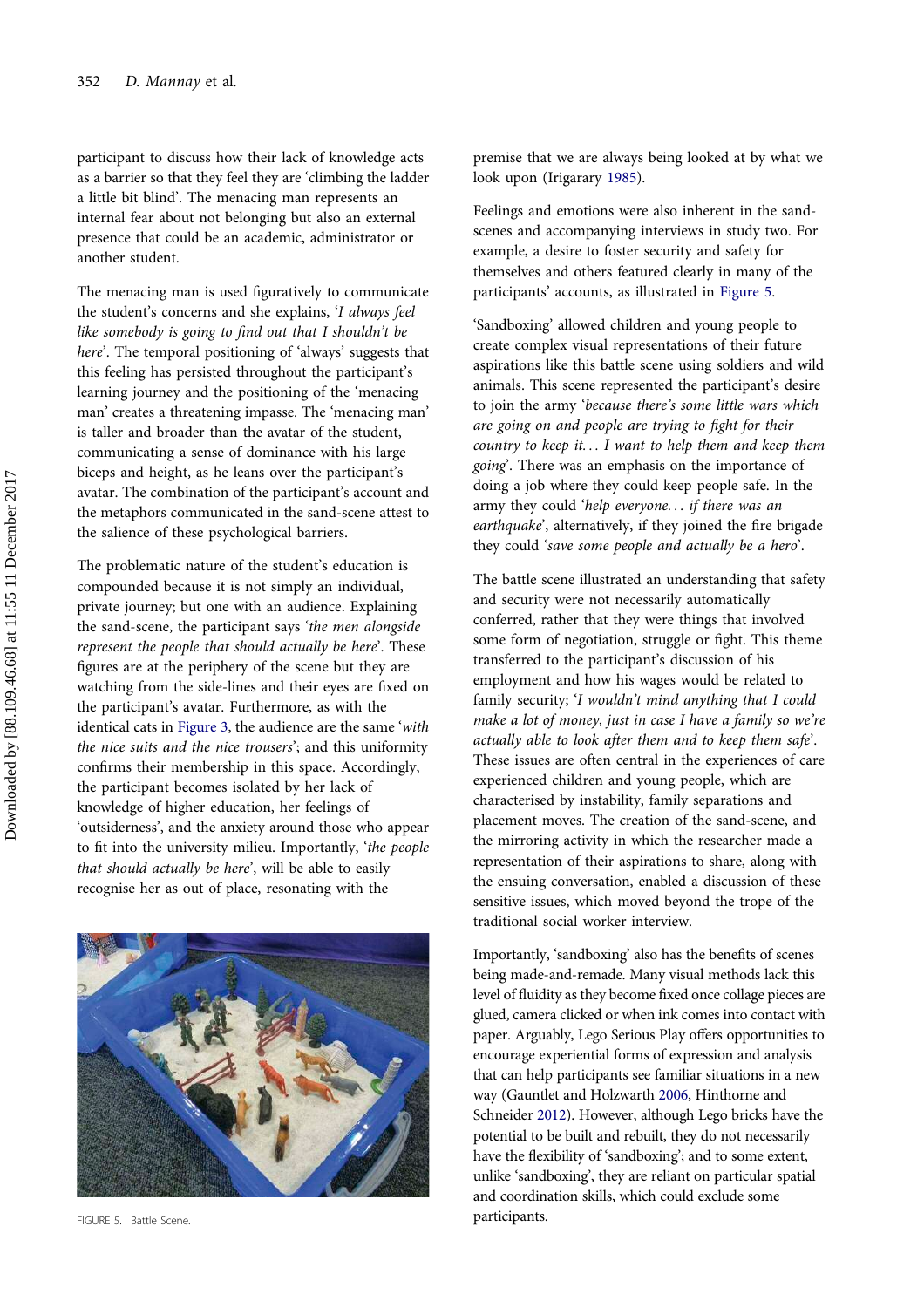participant to discuss how their lack of knowledge acts as a barrier so that they feel they are 'climbing the ladder a little bit blind'. The menacing man represents an internal fear about not belonging but also an external presence that could be an academic, administrator or another student.

The menacing man is used figuratively to communicate the student's concerns and she explains, '*I always feel like somebody is going to find out that I shouldn't be here*'. The temporal positioning of 'always' suggests that this feeling has persisted throughout the participant's learning journey and the positioning of the 'menacing man' creates a threatening impasse. The 'menacing man' is taller and broader than the avatar of the student, communicating a sense of dominance with his large biceps and height, as he leans over the participant's avatar. The combination of the participant's account and the metaphors communicated in the sand-scene attest to the salience of these psychological barriers.

The problematic nature of the student's education is compounded because it is not simply an individual, private journey; but one with an audience. Explaining the sand-scene, the participant says '*the men alongside represent the people that should actually be here*'. These figures are at the periphery of the scene but they are watching from the side-lines and their eyes are fixed on the participant's avatar. Furthermore, as with the identical cats in Figure 3, the audience are the same '*with the nice suits and the nice trousers*'; and this uniformity confirms their membership in this space. Accordingly, the participant becomes isolated by her lack of knowledge of higher education, her feelings of 'outsiderness', and the anxiety around those who appear to fit into the university milieu. Importantly, '*the people that should actually be here*', will be able to easily recognise her as out of place, resonating with the premise that we are always being looked at by what we look upon (Irigaray 1985).

FIGURE 5. Battle Scene.

Feelings and emotions were also inherent in the sand-scenes and accompanying interviews in study two. For example, a desire to foster security and safety for themselves and others featured clearly in many of the participants' accounts, as illustrated in Figure 5.

'Sandboxing' allowed children and young people to create complex visual representations of their future aspirations like this battle scene using soldiers and wild animals. This scene represented the participant's desire to join the army '*because there's some little wars which are going on and people are trying to fight for their country to keep it… I want to help them and keep them going*'. There was an emphasis on the importance of doing a job where they could keep people safe. In the army they could '*help everyone… if there was an earthquake*', alternatively, if they joined the fire brigade they could '*save some people and actually be a hero*'.

The battle scene illustrated an understanding that safety and security were not necessarily automatically conferred, rather that they were things that involved some form of negotiation, struggle or fight. This theme transferred to the participant's discussion of his employment and how his wages would be related to family security; '*I wouldn't mind anything that I could make a lot of money, just in case I have a family so we're actually able to look after them and to keep them safe*'. These issues are often central in the experiences of care experienced children and young people, which are characterised by instability, family separations and placement moves. The creation of the sand-scene, and the mirroring activity in which the researcher made a representation of their aspirations to share, along with the ensuing conversation, enabled a discussion of these sensitive issues, which moved beyond the trope of the traditional social worker interview.

Importantly, 'sandboxing' also has the benefits of scenes being made-and-remade. Many visual methods lack this level of fluidity as they become fixed once collage pieces are glued, camera clicked or when ink comes into contact with paper. Arguably, Lego Serious Play offers opportunities to encourage experiential forms of expression and analysis that can help participants see familiar situations in a new way (Gauntlet and Holzwarth 2006, Hinthorne and Schneider 2012). However, although Lego bricks have the potential to be built and rebuilt, they do not necessarily have the flexibility of 'sandboxing'; and to some extent, unlike 'sandboxing', they are reliant on particular spatial and coordination skills, which could exclude some participants.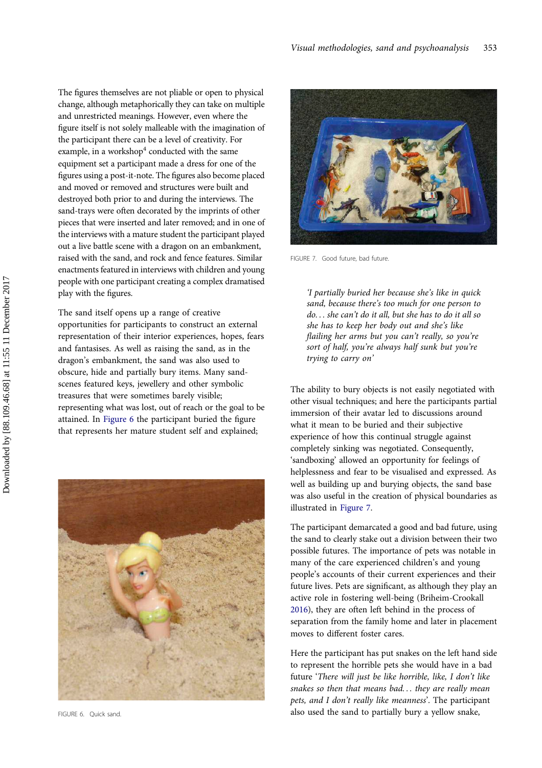The figures themselves are not pliable or open to physical change, although metaphorically they can take on multiple and unrestricted meanings. However, even where the figure itself is not solely malleable with the imagination of the participant there can be a level of creativity. For example, in a workshop[4] conducted with the same equipment set a participant made a dress for one of the figures using a post-it-note. The figures also become placed and moved or removed and structures were built and destroyed both prior to and during the interviews. The sand-trays were often decorated by the imprints of other pieces that were inserted and later removed; and in one of the interviews with a mature student the participant played out a live battle scene with a dragon on an embankment, raised with the sand, and rock and fence features. Similar enactments featured in interviews with children and young people with one participant creating a complex dramatised play with the figures.

The sand itself opens up a range of creative opportunities for participants to construct an external representation of their interior experiences, hopes, fears and fantasises. As well as raising the sand, as in the dragon's embankment, the sand was also used to obscure, hide and partially bury items. Many sand-scenes featured keys, jewellery and other symbolic treasures that were sometimes barely visible; representing what was lost, out of reach or the goal to be attained. In Figure 6 the participant buried the figure that represents her mature student self and explained;

FIGURE 6. Quick sand.

FIGURE 7. Good future, bad future.

> *'I partially buried her because she's like in quick sand, because there's too much for one person to do... she can't do it all, but she has to do it all so she has to keep her body out and she's like flailing her arms but you can't really, so you're sort of half, you're always half sunk but you're trying to carry on'*

The ability to bury objects is not easily negotiated with other visual techniques; and here the participants partial immersion of their avatar led to discussions around what it mean to be buried and their subjective experience of how this continual struggle against completely sinking was negotiated. Consequently, 'sandboxing' allowed an opportunity for feelings of helplessness and fear to be visualised and expressed. As well as building up and burying objects, the sand base was also useful in the creation of physical boundaries as illustrated in Figure 7.

The participant demarcated a good and bad future, using the sand to clearly stake out a division between their two possible futures. The importance of pets was notable in many of the care experienced children's and young people's accounts of their current experiences and their future lives. Pets are significant, as although they play an active role in fostering well-being (Briheim-Crookall 2016), they are often left behind in the process of separation from the family home and later in placement moves to different foster cares.

Here the participant has put snakes on the left hand side to represent the horrible pets she would have in a bad future '*There will just be like horrible, like, I don't like snakes so then that means bad... they are really mean pets, and I don't really like meanness*'. The participant also used the sand to partially bury a yellow snake,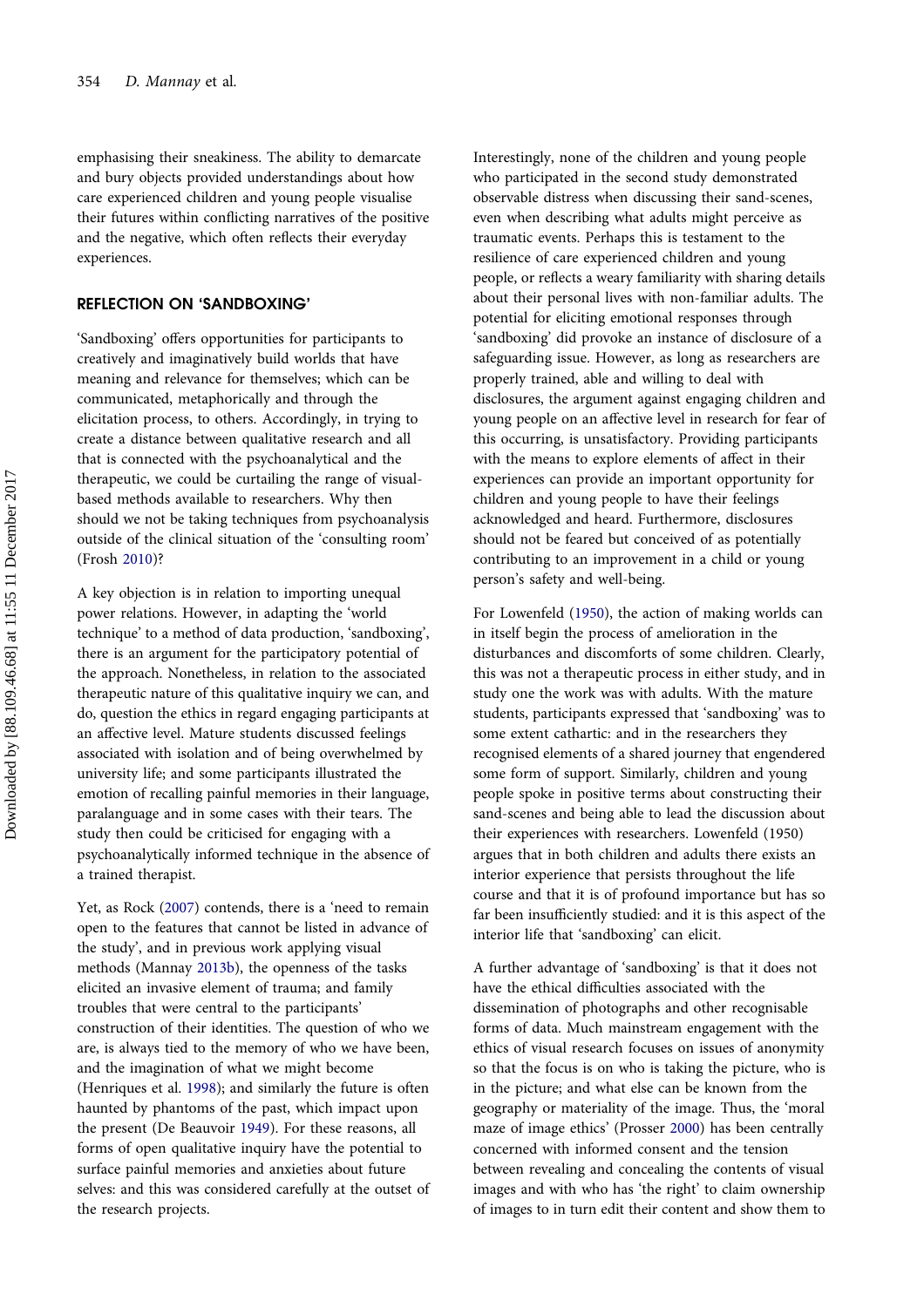emphasising their sneakiness. The ability to demarcate and bury objects provided understandings about how care experienced children and young people visualise their futures within conflicting narratives of the positive and the negative, which often reflects their everyday experiences.

## REFLECTION ON 'SANDBOXING'

'Sandboxing' offers opportunities for participants to creatively and imaginatively build worlds that have meaning and relevance for themselves; which can be communicated, metaphorically and through the elicitation process, to others. Accordingly, in trying to create a distance between qualitative research and all that is connected with the psychoanalytical and the therapeutic, we could be curtailing the range of visual-based methods available to researchers. Why then should we not be taking techniques from psychoanalysis outside of the clinical situation of the 'consulting room' (Frosh 2010)?

A key objection is in relation to importing unequal power relations. However, in adapting the 'world technique' to a method of data production, 'sandboxing', there is an argument for the participatory potential of the approach. Nonetheless, in relation to the associated therapeutic nature of this qualitative inquiry we can, and do, question the ethics in regard engaging participants at an affective level. Mature students discussed feelings associated with isolation and of being overwhelmed by university life; and some participants illustrated the emotion of recalling painful memories in their language, paralanguage and in some cases with their tears. The study then could be criticised for engaging with a psychoanalytically informed technique in the absence of a trained therapist.

Yet, as Rock (2007) contends, there is a 'need to remain open to the features that cannot be listed in advance of the study', and in previous work applying visual methods (Mannay 2013b), the openness of the tasks elicited an invasive element of trauma; and family troubles that were central to the participants' construction of their identities. The question of who we are, is always tied to the memory of who we have been, and the imagination of what we might become (Henriques et al. 1998); and similarly the future is often haunted by phantoms of the past, which impact upon the present (De Beauvoir 1949). For these reasons, all forms of open qualitative inquiry have the potential to surface painful memories and anxieties about future selves: and this was considered carefully at the outset of the research projects.

Interestingly, none of the children and young people who participated in the second study demonstrated observable distress when discussing their sand-scenes, even when describing what adults might perceive as traumatic events. Perhaps this is testament to the resilience of care experienced children and young people, or reflects a weary familiarity with sharing details about their personal lives with non-familiar adults. The potential for eliciting emotional responses through 'sandboxing' did provoke an instance of disclosure of a safeguarding issue. However, as long as researchers are properly trained, able and willing to deal with disclosures, the argument against engaging children and young people on an affective level in research for fear of this occurring, is unsatisfactory. Providing participants with the means to explore elements of affect in their experiences can provide an important opportunity for children and young people to have their feelings acknowledged and heard. Furthermore, disclosures should not be feared but conceived of as potentially contributing to an improvement in a child or young person's safety and well-being.

For Lowenfeld (1950), the action of making worlds can in itself begin the process of amelioration in the disturbances and discomforts of some children. Clearly, this was not a therapeutic process in either study, and in study one the work was with adults. With the mature students, participants expressed that 'sandboxing' was to some extent cathartic: and in the researchers they recognised elements of a shared journey that engendered some form of support. Similarly, children and young people spoke in positive terms about constructing their sand-scenes and being able to lead the discussion about their experiences with researchers. Lowenfeld (1950) argues that in both children and adults there exists an interior experience that persists throughout the life course and that it is of profound importance but has so far been insufficiently studied: and it is this aspect of the interior life that 'sandboxing' can elicit.

A further advantage of 'sandboxing' is that it does not have the ethical difficulties associated with the dissemination of photographs and other recognisable forms of data. Much mainstream engagement with the ethics of visual research focuses on issues of anonymity so that the focus is on who is taking the picture, who is in the picture; and what else can be known from the geography or materiality of the image. Thus, the 'moral maze of image ethics' (Prosser 2000) has been centrally concerned with informed consent and the tension between revealing and concealing the contents of visual images and with who has 'the right' to claim ownership of images to in turn edit their content and show them to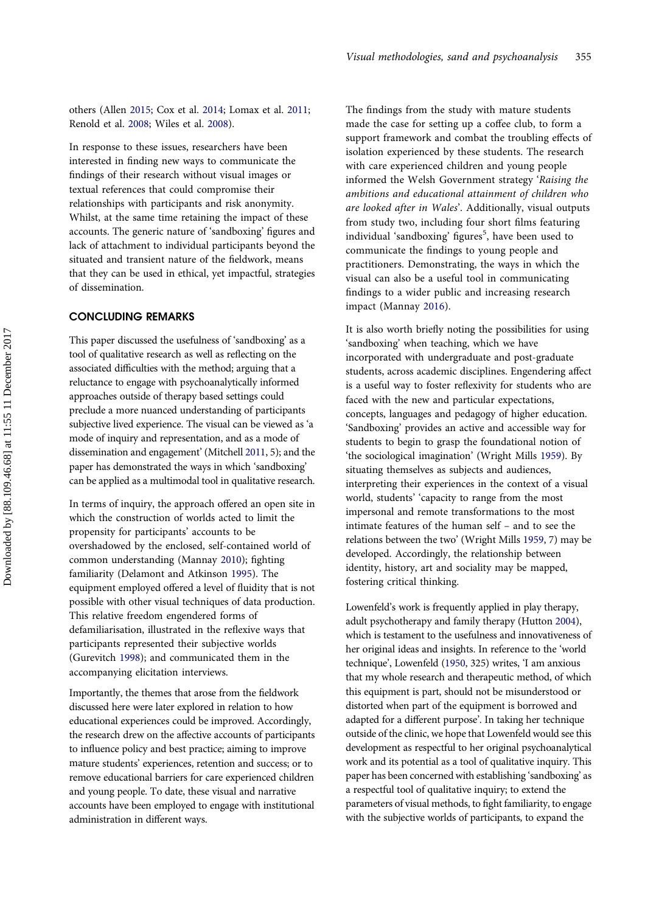others (Allen 2015; Cox et al. 2014; Lomax et al. 2011; Renold et al. 2008; Wiles et al. 2008).

In response to these issues, researchers have been interested in finding new ways to communicate the findings of their research without visual images or textual references that could compromise their relationships with participants and risk anonymity. Whilst, at the same time retaining the impact of these accounts. The generic nature of 'sandboxing' figures and lack of attachment to individual participants beyond the situated and transient nature of the fieldwork, means that they can be used in ethical, yet impactful, strategies of dissemination.

## CONCLUDING REMARKS

This paper discussed the usefulness of 'sandboxing' as a tool of qualitative research as well as reflecting on the associated difficulties with the method; arguing that a reluctance to engage with psychoanalytically informed approaches outside of therapy based settings could preclude a more nuanced understanding of participants subjective lived experience. The visual can be viewed as 'a mode of inquiry and representation, and as a mode of dissemination and engagement' (Mitchell 2011, 5); and the paper has demonstrated the ways in which 'sandboxing' can be applied as a multimodal tool in qualitative research.

In terms of inquiry, the approach offered an open site in which the construction of worlds acted to limit the propensity for participants' accounts to be overshadowed by the enclosed, self-contained world of common understanding (Mannay 2010); fighting familiarity (Delamont and Atkinson 1995). The equipment employed offered a level of fluidity that is not possible with other visual techniques of data production. This relative freedom engendered forms of defamiliarisation, illustrated in the reflexive ways that participants represented their subjective worlds (Gurevitch 1998); and communicated them in the accompanying elicitation interviews.

Importantly, the themes that arose from the fieldwork discussed here were later explored in relation to how educational experiences could be improved. Accordingly, the research drew on the affective accounts of participants to influence policy and best practice; aiming to improve mature students' experiences, retention and success; or to remove educational barriers for care experienced children and young people. To date, these visual and narrative accounts have been employed to engage with institutional administration in different ways.

The findings from the study with mature students made the case for setting up a coffee club, to form a support framework and combat the troubling effects of isolation experienced by these students. The research with care experienced children and young people informed the Welsh Government strategy '*Raising the ambitions and educational attainment of children who are looked after in Wales*'. Additionally, visual outputs from study two, including four short films featuring individual 'sandboxing' figures[5], have been used to communicate the findings to young people and practitioners. Demonstrating, the ways in which the visual can also be a useful tool in communicating findings to a wider public and increasing research impact (Mannay 2016).

It is also worth briefly noting the possibilities for using 'sandboxing' when teaching, which we have incorporated with undergraduate and post-graduate students, across academic disciplines. Engendering affect is a useful way to foster reflexivity for students who are faced with the new and particular expectations, concepts, languages and pedagogy of higher education. 'Sandboxing' provides an active and accessible way for students to begin to grasp the foundational notion of 'the sociological imagination' (Wright Mills 1959). By situating themselves as subjects and audiences, interpreting their experiences in the context of a visual world, students' 'capacity to range from the most impersonal and remote transformations to the most intimate features of the human self – and to see the relations between the two' (Wright Mills 1959, 7) may be developed. Accordingly, the relationship between identity, history, art and sociality may be mapped, fostering critical thinking.

Lowenfeld's work is frequently applied in play therapy, adult psychotherapy and family therapy (Hutton 2004), which is testament to the usefulness and innovativeness of her original ideas and insights. In reference to the 'world technique', Lowenfeld (1950, 325) writes, 'I am anxious that my whole research and therapeutic method, of which this equipment is part, should not be misunderstood or distorted when part of the equipment is borrowed and adapted for a different purpose'. In taking her technique outside of the clinic, we hope that Lowenfeld would see this development as respectful to her original psychoanalytical work and its potential as a tool of qualitative inquiry. This paper has been concerned with establishing 'sandboxing' as a respectful tool of qualitative inquiry; to extend the parameters of visual methods, to fight familiarity, to engage with the subjective worlds of participants, to expand the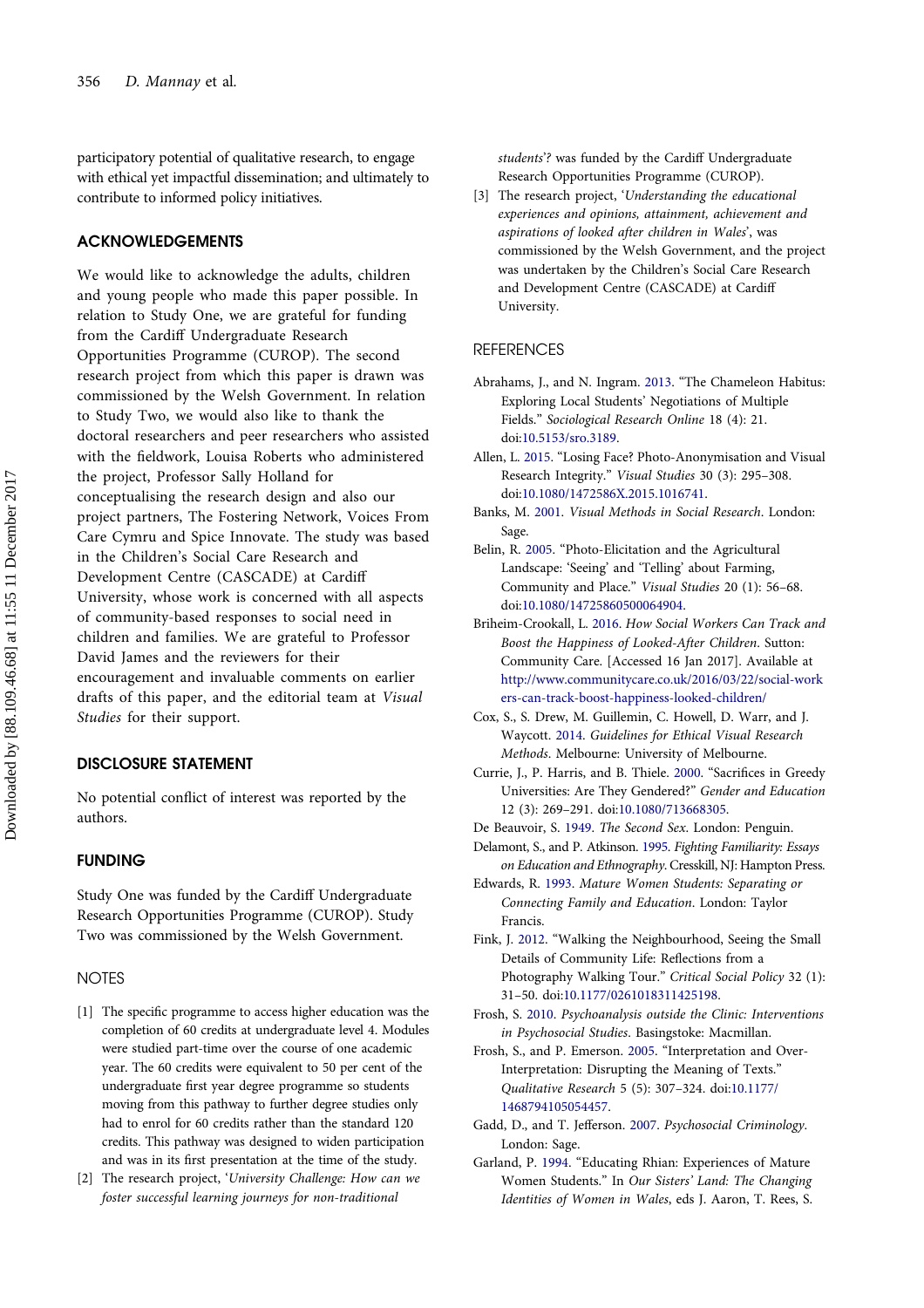participatory potential of qualitative research, to engage with ethical yet impactful dissemination; and ultimately to contribute to informed policy initiatives.

## ACKNOWLEDGEMENTS

We would like to acknowledge the adults, children and young people who made this paper possible. In relation to Study One, we are grateful for funding from the Cardiff Undergraduate Research Opportunities Programme (CUROP). The second research project from which this paper is drawn was commissioned by the Welsh Government. In relation to Study Two, we would also like to thank the doctoral researchers and peer researchers who assisted with the fieldwork, Louisa Roberts who administered the project, Professor Sally Holland for conceptualising the research design and also our project partners, The Fostering Network, Voices From Care Cymru and Spice Innovate. The study was based in the Children's Social Care Research and Development Centre (CASCADE) at Cardiff University, whose work is concerned with all aspects of community-based responses to social need in children and families. We are grateful to Professor David James and the reviewers for their encouragement and invaluable comments on earlier drafts of this paper, and the editorial team at *Visual Studies* for their support.

## DISCLOSURE STATEMENT

No potential conflict of interest was reported by the authors.

## FUNDING

Study One was funded by the Cardiff Undergraduate Research Opportunities Programme (CUROP). Study Two was commissioned by the Welsh Government.

## NOTES

[1] The specific programme to access higher education was the completion of 60 credits at undergraduate level 4. Modules were studied part-time over the course of one academic year. The 60 credits were equivalent to 50 per cent of the undergraduate first year degree programme so students moving from this pathway to further degree studies only had to enrol for 60 credits rather than the standard 120 credits. This pathway was designed to widen participation and was in its first presentation at the time of the study.

[2] The research project, '*University Challenge: How can we foster successful learning journeys for non-traditional students*'? was funded by the Cardiff Undergraduate Research Opportunities Programme (CUROP).

[3] The research project, '*Understanding the educational experiences and opinions, attainment, achievement and aspirations of looked after children in Wales*', was commissioned by the Welsh Government, and the project was undertaken by the Children's Social Care Research and Development Centre (CASCADE) at Cardiff University.

## REFERENCES

Abrahams, J., and N. Ingram. 2013. "The Chameleon Habitus: Exploring Local Students' Negotiations of Multiple Fields." *Sociological Research Online* 18 (4): 21. doi:10.5153/sro.3189.

Allen, L. 2015. "Losing Face? Photo-Anonymisation and Visual Research Integrity." *Visual Studies* 30 (3): 295–308. doi:10.1080/1472586X.2015.1016741.

Banks, M. 2001. *Visual Methods in Social Research*. London: Sage.

Belin, R. 2005. "Photo-Elicitation and the Agricultural Landscape: 'Seeing' and 'Telling' about Farming, Community and Place." *Visual Studies* 20 (1): 56–68. doi:10.1080/14725860500064904.

Briheim-Crookall, L. 2016. *How Social Workers Can Track and Boost the Happiness of Looked-After Children*. Sutton: Community Care. [Accessed 16 Jan 2017]. Available at http://www.communitycare.co.uk/2016/03/22/social-workers-can-track-boost-happiness-looked-children/

Cox, S., S. Drew, M. Guillemin, C. Howell, D. Warr, and J. Waycott. 2014. *Guidelines for Ethical Visual Research Methods*. Melbourne: University of Melbourne.

Currie, J., P. Harris, and B. Thiele. 2000. "Sacrifices in Greedy Universities: Are They Gendered?" *Gender and Education* 12 (3): 269–291. doi:10.1080/713668305.

De Beauvoir, S. 1949. *The Second Sex*. London: Penguin.

Delamont, S., and P. Atkinson. 1995. *Fighting Familiarity: Essays on Education and Ethnography*. Cresskill, NJ: Hampton Press.

Edwards, R. 1993. *Mature Women Students: Separating or Connecting Family and Education*. London: Taylor Francis.

Fink, J. 2012. "Walking the Neighbourhood, Seeing the Small Details of Community Life: Reflections from a Photography Walking Tour." *Critical Social Policy* 32 (1): 31–50. doi:10.1177/0261018311425198.

Frosh, S. 2010. *Psychoanalysis outside the Clinic: Interventions in Psychosocial Studies*. Basingstoke: Macmillan.

Frosh, S., and P. Emerson. 2005. "Interpretation and Over-Interpretation: Disrupting the Meaning of Texts." *Qualitative Research* 5 (5): 307–324. doi:10.1177/1468794105054457.

Gadd, D., and T. Jefferson. 2007. *Psychosocial Criminology*. London: Sage.

Garland, P. 1994. "Educating Rhian: Experiences of Mature Women Students." In *Our Sisters' Land: The Changing Identities of Women in Wales*, eds J. Aaron, T. Rees, S.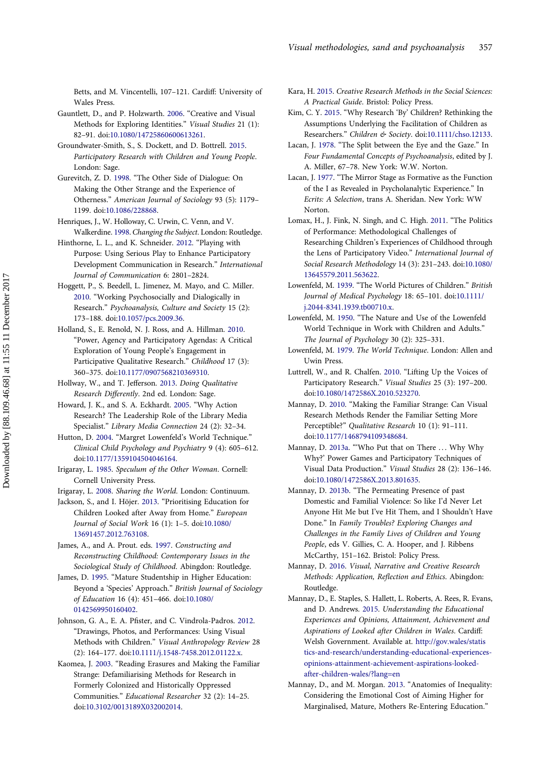Betts, and M. Vincentelli, 107–121. Cardiff: University of Wales Press.

Gauntlett, D., and P. Holzwarth. 2006. "Creative and Visual Methods for Exploring Identities." *Visual Studies* 21 (1): 82–91. doi:10.1080/14725860600613261.

Groundwater-Smith, S., S. Dockett, and D. Bottrell. 2015. *Participatory Research with Children and Young People*. London: Sage.

Gurevitch, Z. D. 1998. "The Other Side of Dialogue: On Making the Other Strange and the Experience of Otherness." *American Journal of Sociology* 93 (5): 1179–1199. doi:10.1086/228868.

Henriques, J., W. Holloway, C. Urwin, C. Venn, and V. Walkerdine. 1998. *Changing the Subject*. London: Routledge.

Hinthorne, L. L., and K. Schneider. 2012. "Playing with Purpose: Using Serious Play to Enhance Participatory Development Communication in Research." *International Journal of Communication* 6: 2801–2824.

Hoggett, P., S. Beedell, L. Jimenez, M. Mayo, and C. Miller. 2010. "Working Psychosocially and Dialogically in Research." *Psychoanalysis, Culture and Society* 15 (2): 173–188. doi:10.1057/pcs.2009.36.

Holland, S., E. Renold, N. J. Ross, and A. Hillman. 2010. "Power, Agency and Participatory Agendas: A Critical Exploration of Young People's Engagement in Participative Qualitative Research." *Childhood* 17 (3): 360–375. doi:10.1177/0907568210369310.

Hollway, W., and T. Jefferson. 2013. *Doing Qualitative Research Differently*. 2nd ed. London: Sage.

Howard, J. K., and S. A. Eckhardt. 2005. "Why Action Research? The Leadership Role of the Library Media Specialist." *Library Media Connection* 24 (2): 32–34.

Hutton, D. 2004. "Margret Lowenfeld's World Technique." *Clinical Child Psychology and Psychiatry* 9 (4): 605–612. doi:10.1177/1359104504046164.

Irigaray, L. 1985. *Speculum of the Other Woman*. Cornell: Cornell University Press.

Irigaray, L. 2008. *Sharing the World*. London: Continuum.

Jackson, S., and I. Höjer. 2013. "Prioritising Education for Children Looked after Away from Home." *European Journal of Social Work* 16 (1): 1–5. doi:10.1080/13691457.2012.763108.

James, A., and A. Prout. eds. 1997. *Constructing and Reconstructing Childhood: Contemporary Issues in the Sociological Study of Childhood*. Abingdon: Routledge.

James, D. 1995. "Mature Studentship in Higher Education: Beyond a 'Species' Approach." *British Journal of Sociology of Education* 16 (4): 451–466. doi:10.1080/0142569950160402.

Johnson, G. A., E. A. Pfister, and C. Vindrola-Padros. 2012. "Drawings, Photos, and Performances: Using Visual Methods with Children." *Visual Anthropology Review* 28 (2): 164–177. doi:10.1111/j.1548-7458.2012.01122.x.

Kaomea, J. 2003. "Reading Erasures and Making the Familiar Strange: Defamiliarising Methods for Research in Formerly Colonized and Historically Oppressed Communities." *Educational Researcher* 32 (2): 14–25. doi:10.3102/0013189X032002014.

Kara, H. 2015. *Creative Research Methods in the Social Sciences: A Practical Guide*. Bristol: Policy Press.

Kim, C. Y. 2015. "Why Research 'By' Children? Rethinking the Assumptions Underlying the Facilitation of Children as Researchers." *Children & Society*. doi:10.1111/chso.12133.

Lacan, J. 1978. "The Split between the Eye and the Gaze." In *Four Fundamental Concepts of Psychoanalysis*, edited by J. A. Miller, 67–78. New York: W.W. Norton.

Lacan, J. 1977. "The Mirror Stage as Formative as the Function of the I as Revealed in Psycholanalytic Experience." In *Ecrits: A Selection*, trans A. Sheridan. New York: WW Norton.

Lomax, H., J. Fink, N. Singh, and C. High. 2011. "The Politics of Performance: Methodological Challenges of Researching Children's Experiences of Childhood through the Lens of Participatory Video." *International Journal of Social Research Methodology* 14 (3): 231–243. doi:10.1080/13645579.2011.563622.

Lowenfeld, M. 1939. "The World Pictures of Children." *British Journal of Medical Psychology* 18: 65–101. doi:10.1111/j.2044-8341.1939.tb00710.x.

Lowenfeld, M. 1950. "The Nature and Use of the Lowenfeld World Technique in Work with Children and Adults." *The Journal of Psychology* 30 (2): 325–331.

Lowenfeld, M. 1979. *The World Technique*. London: Allen and Uwin Press.

Luttrell, W., and R. Chalfen. 2010. "Lifting Up the Voices of Participatory Research." *Visual Studies* 25 (3): 197–200. doi:10.1080/1472586X.2010.523270.

Mannay, D. 2010. "Making the Familiar Strange: Can Visual Research Methods Render the Familiar Setting More Perceptible?" *Qualitative Research* 10 (1): 91–111. doi:10.1177/1468794109348684.

Mannay, D. 2013a. "'Who Put that on There … Why Why Why?' Power Games and Participatory Techniques of Visual Data Production." *Visual Studies* 28 (2): 136–146. doi:10.1080/1472586X.2013.801635.

Mannay, D. 2013b. "The Permeating Presence of past Domestic and Familial Violence: So like I'd Never Let Anyone Hit Me but I've Hit Them, and I Shouldn't Have Done." In *Family Troubles? Exploring Changes and Challenges in the Family Lives of Children and Young People*, eds V. Gillies, C. A. Hooper, and J. Ribbens McCarthy, 151–162. Bristol: Policy Press.

Mannay, D. 2016. *Visual, Narrative and Creative Research Methods: Application, Reflection and Ethics*. Abingdon: Routledge.

Mannay, D., E. Staples, S. Hallett, L. Roberts, A. Rees, R. Evans, and D. Andrews. 2015. *Understanding the Educational Experiences and Opinions, Attainment, Achievement and Aspirations of Looked after Children in Wales*. Cardiff: Welsh Government. Available at. http://gov.wales/statistics-and-research/understanding-educational-experiences-opinions-attainment-achievement-aspirations-looked-after-children-wales/?lang=en

Mannay, D., and M. Morgan. 2013. "Anatomies of Inequality: Considering the Emotional Cost of Aiming Higher for Marginalised, Mature, Mothers Re-Entering Education."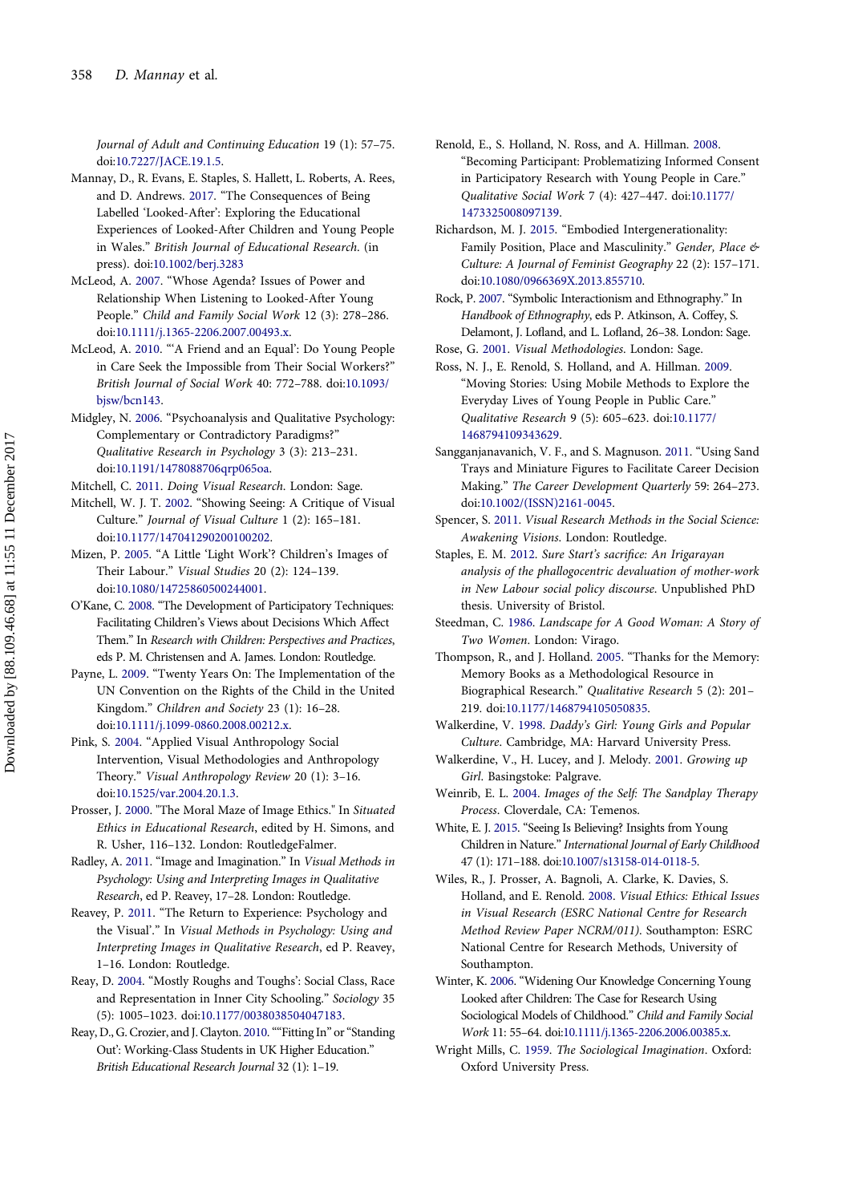*Journal of Adult and Continuing Education* 19 (1): 57–75. doi:10.7227/JACE.19.1.5.

Mannay, D., R. Evans, E. Staples, S. Hallett, L. Roberts, A. Rees, and D. Andrews. 2017. "The Consequences of Being Labelled 'Looked-After': Exploring the Educational Experiences of Looked-After Children and Young People in Wales." *British Journal of Educational Research*. (in press). doi:10.1002/berj.3283

McLeod, A. 2007. "Whose Agenda? Issues of Power and Relationship When Listening to Looked-After Young People." *Child and Family Social Work* 12 (3): 278–286. doi:10.1111/j.1365-2206.2007.00493.x.

McLeod, A. 2010. "'A Friend and an Equal': Do Young People in Care Seek the Impossible from Their Social Workers?" *British Journal of Social Work* 40: 772–788. doi:10.1093/bjsw/bcn143.

Midgley, N. 2006. "Psychoanalysis and Qualitative Psychology: Complementary or Contradictory Paradigms?" *Qualitative Research in Psychology* 3 (3): 213–231. doi:10.1191/1478088706qrp065oa.

Mitchell, C. 2011. *Doing Visual Research*. London: Sage.

Mitchell, W. J. T. 2002. "Showing Seeing: A Critique of Visual Culture." *Journal of Visual Culture* 1 (2): 165–181. doi:10.1177/147041290200100202.

Mizen, P. 2005. "A Little 'Light Work'? Children's Images of Their Labour." *Visual Studies* 20 (2): 124–139. doi:10.1080/14725860500244001.

O'Kane, C. 2008. "The Development of Participatory Techniques: Facilitating Children's Views about Decisions Which Affect Them." In *Research with Children: Perspectives and Practices*, eds P. M. Christensen and A. James. London: Routledge.

Payne, L. 2009. "Twenty Years On: The Implementation of the UN Convention on the Rights of the Child in the United Kingdom." *Children and Society* 23 (1): 16–28. doi:10.1111/j.1099-0860.2008.00212.x.

Pink, S. 2004. "Applied Visual Anthropology Social Intervention, Visual Methodologies and Anthropology Theory." *Visual Anthropology Review* 20 (1): 3–16. doi:10.1525/var.2004.20.1.3.

Prosser, J. 2000. "The Moral Maze of Image Ethics." In *Situated Ethics in Educational Research*, edited by H. Simons, and R. Usher, 116–132. London: RoutledgeFalmer.

Radley, A. 2011. "Image and Imagination." In *Visual Methods in Psychology: Using and Interpreting Images in Qualitative Research*, ed P. Reavey, 17–28. London: Routledge.

Reavey, P. 2011. "The Return to Experience: Psychology and the Visual'." In *Visual Methods in Psychology: Using and Interpreting Images in Qualitative Research*, ed P. Reavey, 1–16. London: Routledge.

Reay, D. 2004. "Mostly Roughs and Toughs': Social Class, Race and Representation in Inner City Schooling." *Sociology* 35 (5): 1005–1023. doi:10.1177/0038038504047183.

Reay, D., G. Crozier, and J. Clayton. 2010. ""Fitting In" or "Standing Out': Working-Class Students in UK Higher Education." *British Educational Research Journal* 32 (1): 1–19.

Renold, E., S. Holland, N. Ross, and A. Hillman. 2008. "Becoming Participant: Problematizing Informed Consent in Participatory Research with Young People in Care." *Qualitative Social Work* 7 (4): 427–447. doi:10.1177/1473325008097139.

Richardson, M. J. 2015. "Embodied Intergenerationality: Family Position, Place and Masculinity." *Gender, Place & Culture: A Journal of Feminist Geography* 22 (2): 157–171. doi:10.1080/0966369X.2013.855710.

Rock, P. 2007. "Symbolic Interactionism and Ethnography." In *Handbook of Ethnography*, eds P. Atkinson, A. Coffey, S. Delamont, J. Lofland, and L. Lofland, 26–38. London: Sage.

Rose, G. 2001. *Visual Methodologies*. London: Sage.

Ross, N. J., E. Renold, S. Holland, and A. Hillman. 2009. "Moving Stories: Using Mobile Methods to Explore the Everyday Lives of Young People in Public Care." *Qualitative Research* 9 (5): 605–623. doi:10.1177/1468794109343629.

Sangganjanavanich, V. F., and S. Magnuson. 2011. "Using Sand Trays and Miniature Figures to Facilitate Career Decision Making." *The Career Development Quarterly* 59: 264–273. doi:10.1002/(ISSN)2161-0045.

Spencer, S. 2011. *Visual Research Methods in the Social Science: Awakening Visions*. London: Routledge.

Staples, E. M. 2012. *Sure Start's sacrifice: An Irigarayan analysis of the phallogocentric devaluation of mother-work in New Labour social policy discourse*. Unpublished PhD thesis. University of Bristol.

Steedman, C. 1986. *Landscape for A Good Woman: A Story of Two Women*. London: Virago.

Thompson, R., and J. Holland. 2005. "Thanks for the Memory: Memory Books as a Methodological Resource in Biographical Research." *Qualitative Research* 5 (2): 201–219. doi:10.1177/1468794105050835.

Walkerdine, V. 1998. *Daddy's Girl: Young Girls and Popular Culture*. Cambridge, MA: Harvard University Press.

Walkerdine, V., H. Lucey, and J. Melody. 2001. *Growing up Girl*. Basingstoke: Palgrave.

Weinrib, E. L. 2004. *Images of the Self: The Sandplay Therapy Process*. Cloverdale, CA: Temenos.

White, E. J. 2015. "Seeing Is Believing? Insights from Young Children in Nature." *International Journal of Early Childhood* 47 (1): 171–188. doi:10.1007/s13158-014-0118-5.

Wiles, R., J. Prosser, A. Bagnoli, A. Clarke, K. Davies, S. Holland, and E. Renold. 2008. *Visual Ethics: Ethical Issues in Visual Research (ESRC National Centre for Research Method Review Paper NCRM/011)*. Southampton: ESRC National Centre for Research Methods, University of Southampton.

Winter, K. 2006. "Widening Our Knowledge Concerning Young Looked after Children: The Case for Research Using Sociological Models of Childhood." *Child and Family Social Work* 11: 55–64. doi:10.1111/j.1365-2206.2006.00385.x.

Wright Mills, C. 1959. *The Sociological Imagination*. Oxford: Oxford University Press.